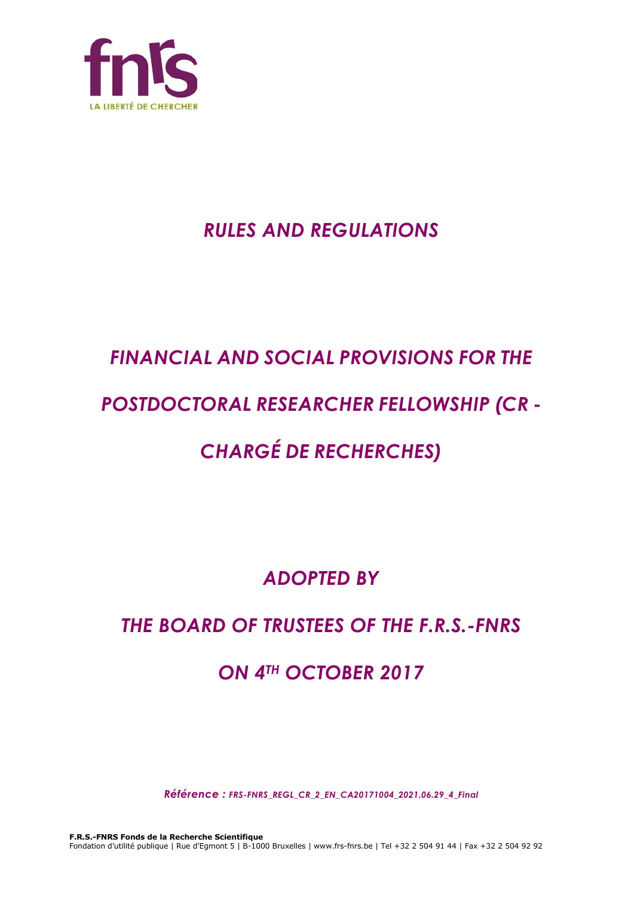# *RULES AND REGULATIONS*

# *FINANCIAL AND SOCIAL PROVISIONS FOR THE POSTDOCTORAL RESEARCHER FELLOWSHIP (CR - CHARGÉ DE RECHERCHES)*

## *ADOPTED BY*

## *THE BOARD OF TRUSTEES OF THE F.R.S.-FNRS*

## *ON 4TH OCTOBER 2017*

***Référence : FRS-FNRS_REGL_CR_2_EN_CA20171004_2021.06.29_4_Final***

**F.R.S.-FNRS Fonds de la Recherche Scientifique**
Fondation d'utilité publique | Rue d'Egmont 5 | B-1000 Bruxelles | www.frs-fnrs.be | Tel +32 2 504 91 44 | Fax +32 2 504 92 92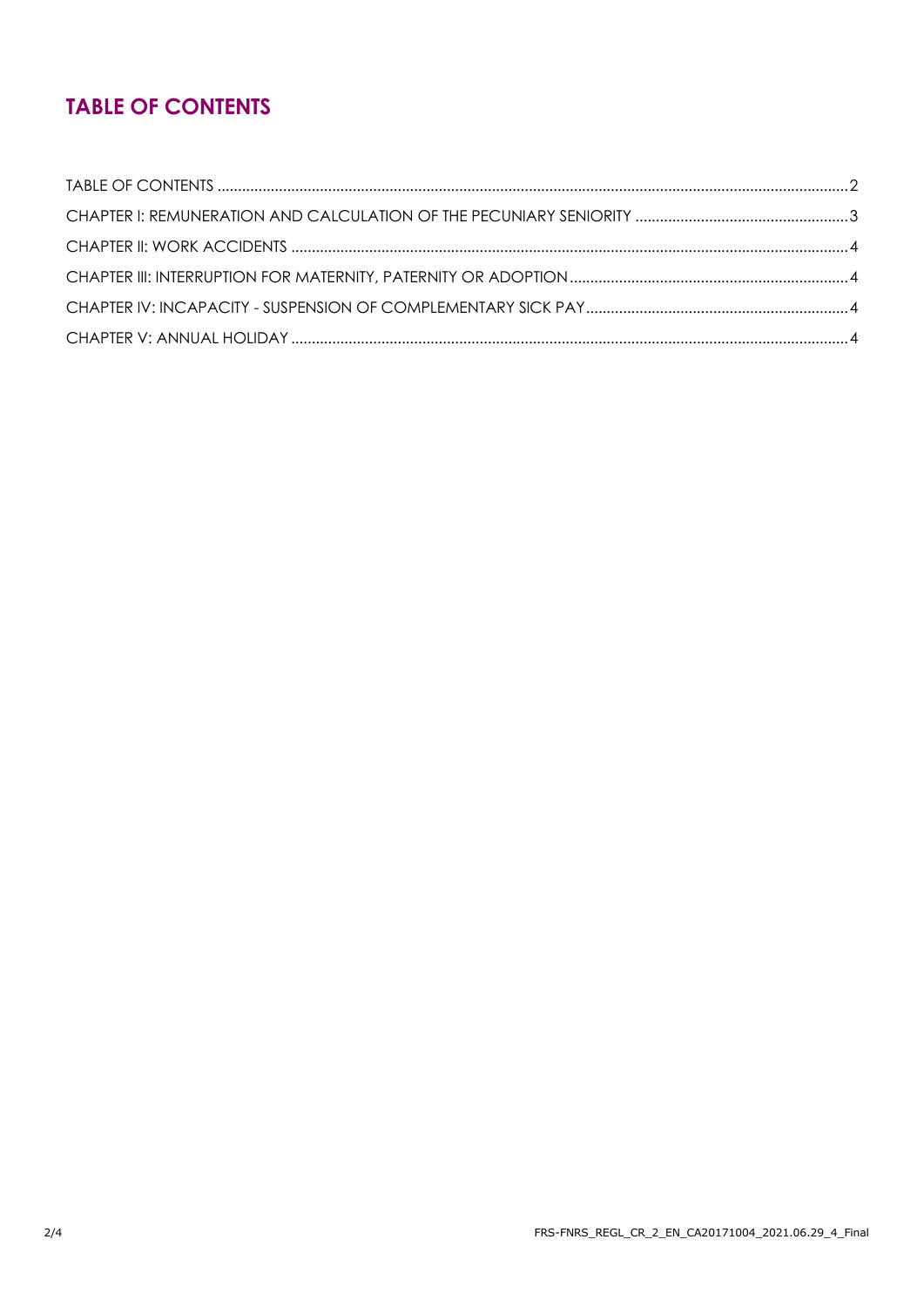## TABLE OF CONTENTS

TABLE OF CONTENTS ........................................................................................................................................... 2

CHAPTER I: REMUNERATION AND CALCULATION OF THE PECUNIARY SENIORITY ..................................................... 3

CHAPTER II: WORK ACCIDENTS ......................................................................................................................... 4

CHAPTER III: INTERRUPTION FOR MATERNITY, PATERNITY OR ADOPTION .................................................................... 4

CHAPTER IV: INCAPACITY - SUSPENSION OF COMPLEMENTARY SICK PAY ................................................................ 4

CHAPTER V: ANNUAL HOLIDAY ......................................................................................................................... 4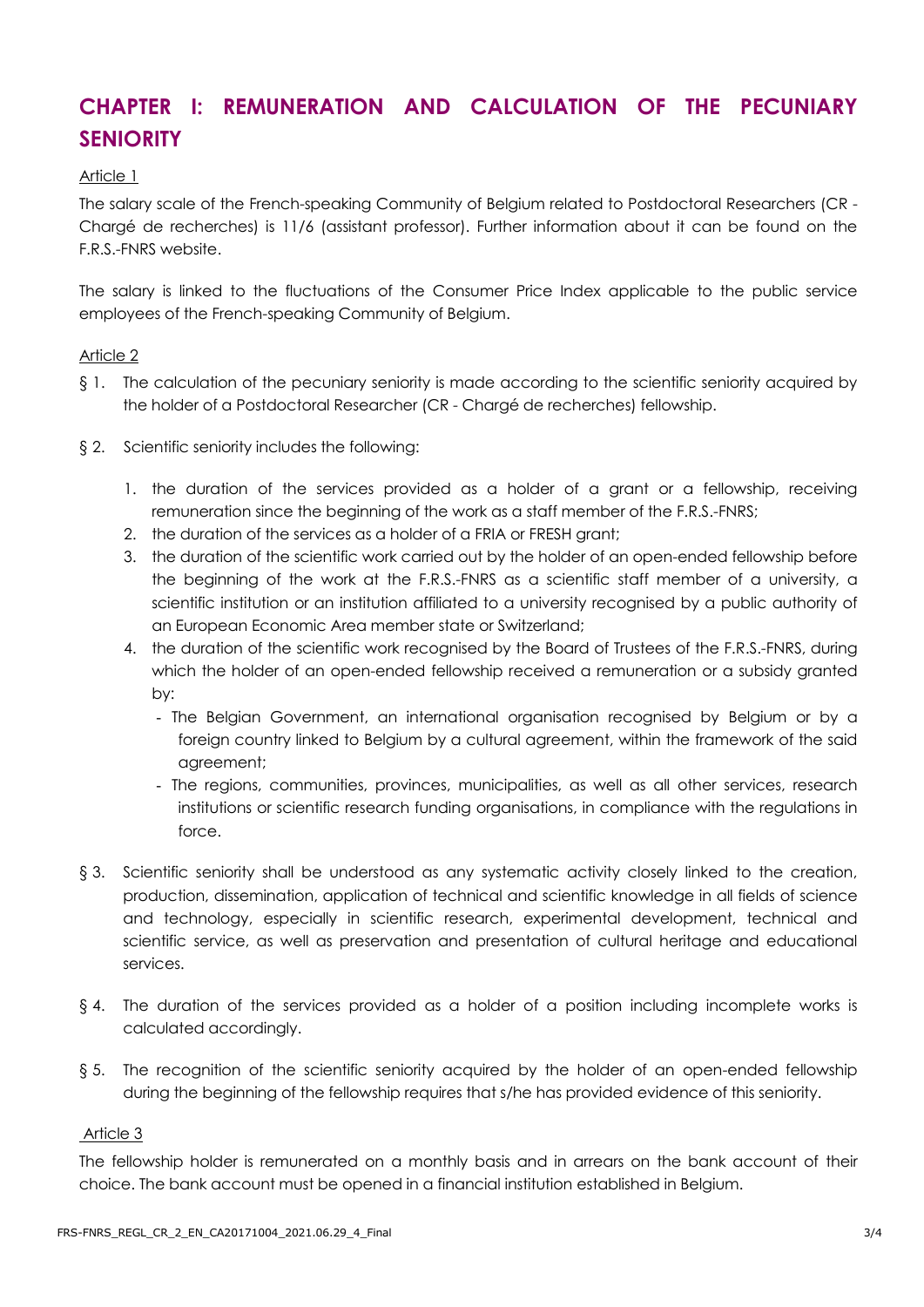# CHAPTER I: REMUNERATION AND CALCULATION OF THE PECUNIARY SENIORITY

Article 1

The salary scale of the French-speaking Community of Belgium related to Postdoctoral Researchers (CR - Chargé de recherches) is 11/6 (assistant professor). Further information about it can be found on the F.R.S.-FNRS website.

The salary is linked to the fluctuations of the Consumer Price Index applicable to the public service employees of the French-speaking Community of Belgium.

Article 2

§ 1. The calculation of the pecuniary seniority is made according to the scientific seniority acquired by the holder of a Postdoctoral Researcher (CR - Chargé de recherches) fellowship.

§ 2. Scientific seniority includes the following:

1. the duration of the services provided as a holder of a grant or a fellowship, receiving remuneration since the beginning of the work as a staff member of the F.R.S.-FNRS;
2. the duration of the services as a holder of a FRIA or FRESH grant;
3. the duration of the scientific work carried out by the holder of an open-ended fellowship before the beginning of the work at the F.R.S.-FNRS as a scientific staff member of a university, a scientific institution or an institution affiliated to a university recognised by a public authority of an European Economic Area member state or Switzerland;
4. the duration of the scientific work recognised by the Board of Trustees of the F.R.S.-FNRS, during which the holder of an open-ended fellowship received a remuneration or a subsidy granted by:
   - The Belgian Government, an international organisation recognised by Belgium or by a foreign country linked to Belgium by a cultural agreement, within the framework of the said agreement;
   - The regions, communities, provinces, municipalities, as well as all other services, research institutions or scientific research funding organisations, in compliance with the regulations in force.

§ 3. Scientific seniority shall be understood as any systematic activity closely linked to the creation, production, dissemination, application of technical and scientific knowledge in all fields of science and technology, especially in scientific research, experimental development, technical and scientific service, as well as preservation and presentation of cultural heritage and educational services.

§ 4. The duration of the services provided as a holder of a position including incomplete works is calculated accordingly.

§ 5. The recognition of the scientific seniority acquired by the holder of an open-ended fellowship during the beginning of the fellowship requires that s/he has provided evidence of this seniority.

Article 3

The fellowship holder is remunerated on a monthly basis and in arrears on the bank account of their choice. The bank account must be opened in a financial institution established in Belgium.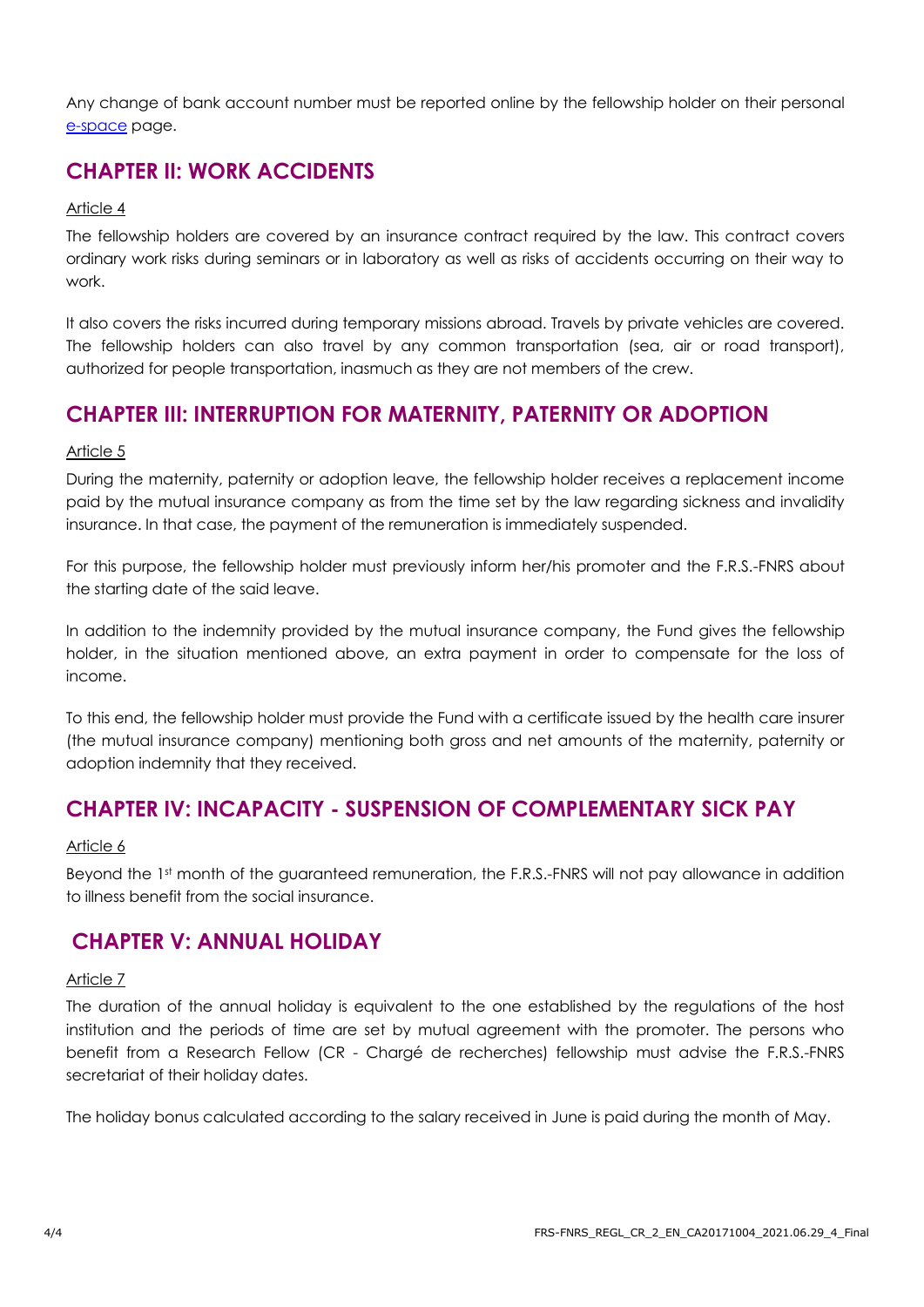Any change of bank account number must be reported online by the fellowship holder on their personal e-space page.

## CHAPTER II: WORK ACCIDENTS

Article 4

The fellowship holders are covered by an insurance contract required by the law. This contract covers ordinary work risks during seminars or in laboratory as well as risks of accidents occurring on their way to work.

It also covers the risks incurred during temporary missions abroad. Travels by private vehicles are covered. The fellowship holders can also travel by any common transportation (sea, air or road transport), authorized for people transportation, inasmuch as they are not members of the crew.

## CHAPTER III: INTERRUPTION FOR MATERNITY, PATERNITY OR ADOPTION

Article 5

During the maternity, paternity or adoption leave, the fellowship holder receives a replacement income paid by the mutual insurance company as from the time set by the law regarding sickness and invalidity insurance. In that case, the payment of the remuneration is immediately suspended.

For this purpose, the fellowship holder must previously inform her/his promoter and the F.R.S.-FNRS about the starting date of the said leave.

In addition to the indemnity provided by the mutual insurance company, the Fund gives the fellowship holder, in the situation mentioned above, an extra payment in order to compensate for the loss of income.

To this end, the fellowship holder must provide the Fund with a certificate issued by the health care insurer (the mutual insurance company) mentioning both gross and net amounts of the maternity, paternity or adoption indemnity that they received.

## CHAPTER IV: INCAPACITY - SUSPENSION OF COMPLEMENTARY SICK PAY

Article 6

Beyond the 1st month of the guaranteed remuneration, the F.R.S.-FNRS will not pay allowance in addition to illness benefit from the social insurance.

## CHAPTER V: ANNUAL HOLIDAY

Article 7

The duration of the annual holiday is equivalent to the one established by the regulations of the host institution and the periods of time are set by mutual agreement with the promoter. The persons who benefit from a Research Fellow (CR - Chargé de recherches) fellowship must advise the F.R.S.-FNRS secretariat of their holiday dates.

The holiday bonus calculated according to the salary received in June is paid during the month of May.